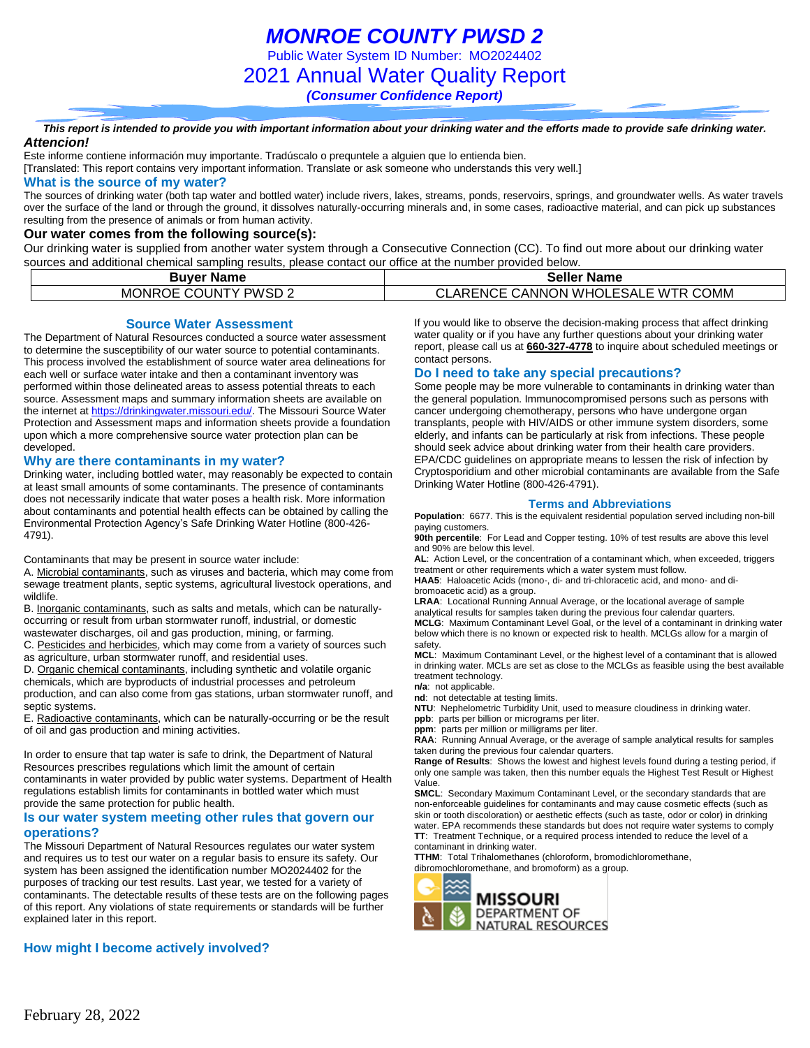# MONROE COUNTY PWSD 2

Public Water System ID Number: MO2024402

## 2021 Annual Water Quality Report

***(Consumer Confidence Report)***

***This report is intended to provide you with important information about your drinking water and the efforts made to provide safe drinking water.***

***Attencion!***

Este informe contiene información muy importante. Tradúscalo o prequntele a alguien que lo entienda bien.

[Translated: This report contains very important information. Translate or ask someone who understands this very well.]

### What is the source of my water?

The sources of drinking water (both tap water and bottled water) include rivers, lakes, streams, ponds, reservoirs, springs, and groundwater wells. As water travels over the surface of the land or through the ground, it dissolves naturally-occurring minerals and, in some cases, radioactive material, and can pick up substances resulting from the presence of animals or from human activity.

### Our water comes from the following source(s):

Our drinking water is supplied from another water system through a Consecutive Connection (CC). To find out more about our drinking water sources and additional chemical sampling results, please contact our office at the number provided below.

| Buyer Name | Seller Name |
| --- | --- |
| MONROE COUNTY PWSD 2 | CLARENCE CANNON WHOLESALE WTR COMM |

### Source Water Assessment

The Department of Natural Resources conducted a source water assessment to determine the susceptibility of our water source to potential contaminants. This process involved the establishment of source water area delineations for each well or surface water intake and then a contaminant inventory was performed within those delineated areas to assess potential threats to each source. Assessment maps and summary information sheets are available on the internet at https://drinkingwater.missouri.edu/. The Missouri Source Water Protection and Assessment maps and information sheets provide a foundation upon which a more comprehensive source water protection plan can be developed.

### Why are there contaminants in my water?

Drinking water, including bottled water, may reasonably be expected to contain at least small amounts of some contaminants. The presence of contaminants does not necessarily indicate that water poses a health risk. More information about contaminants and potential health effects can be obtained by calling the Environmental Protection Agency's Safe Drinking Water Hotline (800-426-4791).

Contaminants that may be present in source water include:

A. Microbial contaminants, such as viruses and bacteria, which may come from sewage treatment plants, septic systems, agricultural livestock operations, and wildlife.

B. Inorganic contaminants, such as salts and metals, which can be naturally-occurring or result from urban stormwater runoff, industrial, or domestic wastewater discharges, oil and gas production, mining, or farming.

C. Pesticides and herbicides, which may come from a variety of sources such as agriculture, urban stormwater runoff, and residential uses.

D. Organic chemical contaminants, including synthetic and volatile organic chemicals, which are byproducts of industrial processes and petroleum production, and can also come from gas stations, urban stormwater runoff, and septic systems.

E. Radioactive contaminants, which can be naturally-occurring or be the result of oil and gas production and mining activities.

In order to ensure that tap water is safe to drink, the Department of Natural Resources prescribes regulations which limit the amount of certain contaminants in water provided by public water systems. Department of Health regulations establish limits for contaminants in bottled water which must provide the same protection for public health.

### Is our water system meeting other rules that govern our operations?

The Missouri Department of Natural Resources regulates our water system and requires us to test our water on a regular basis to ensure its safety. Our system has been assigned the identification number MO2024402 for the purposes of tracking our test results. Last year, we tested for a variety of contaminants. The detectable results of these tests are on the following pages of this report. Any violations of state requirements or standards will be further explained later in this report.

### How might I become actively involved?

If you would like to observe the decision-making process that affect drinking water quality or if you have any further questions about your drinking water report, please call us at **660-327-4778** to inquire about scheduled meetings or contact persons.

### Do I need to take any special precautions?

Some people may be more vulnerable to contaminants in drinking water than the general population. Immunocompromised persons such as persons with cancer undergoing chemotherapy, persons who have undergone organ transplants, people with HIV/AIDS or other immune system disorders, some elderly, and infants can be particularly at risk from infections. These people should seek advice about drinking water from their health care providers. EPA/CDC guidelines on appropriate means to lessen the risk of infection by Cryptosporidium and other microbial contaminants are available from the Safe Drinking Water Hotline (800-426-4791).

### Terms and Abbreviations

**Population**: 6677. This is the equivalent residential population served including non-bill paying customers.

**90th percentile**: For Lead and Copper testing. 10% of test results are above this level and 90% are below this level.

**AL**: Action Level, or the concentration of a contaminant which, when exceeded, triggers treatment or other requirements which a water system must follow.

**HAA5**: Haloacetic Acids (mono-, di- and tri-chloracetic acid, and mono- and di-bromoacetic acid) as a group.

**LRAA**: Locational Running Annual Average, or the locational average of sample analytical results for samples taken during the previous four calendar quarters.

**MCLG**: Maximum Contaminant Level Goal, or the level of a contaminant in drinking water below which there is no known or expected risk to health. MCLGs allow for a margin of safety.

**MCL**: Maximum Contaminant Level, or the highest level of a contaminant that is allowed in drinking water. MCLs are set as close to the MCLGs as feasible using the best available treatment technology.

**n/a**: not applicable.

**nd**: not detectable at testing limits.

**NTU**: Nephelometric Turbidity Unit, used to measure cloudiness in drinking water.

**ppb**: parts per billion or micrograms per liter.

**ppm**: parts per million or milligrams per liter.

**RAA**: Running Annual Average, or the average of sample analytical results for samples taken during the previous four calendar quarters.

**Range of Results**: Shows the lowest and highest levels found during a testing period, if only one sample was taken, then this number equals the Highest Test Result or Highest Value.

**SMCL**: Secondary Maximum Contaminant Level, or the secondary standards that are non-enforceable guidelines for contaminants and may cause cosmetic effects (such as skin or tooth discoloration) or aesthetic effects (such as taste, odor or color) in drinking water. EPA recommends these standards but does not require water systems to comply

**TT**: Treatment Technique, or a required process intended to reduce the level of a contaminant in drinking water.

**TTHM**: Total Trihalomethanes (chloroform, bromodichloromethane, dibromochloromethane, and bromoform) as a group.

MISSOURI DEPARTMENT OF NATURAL RESOURCES

February 28, 2022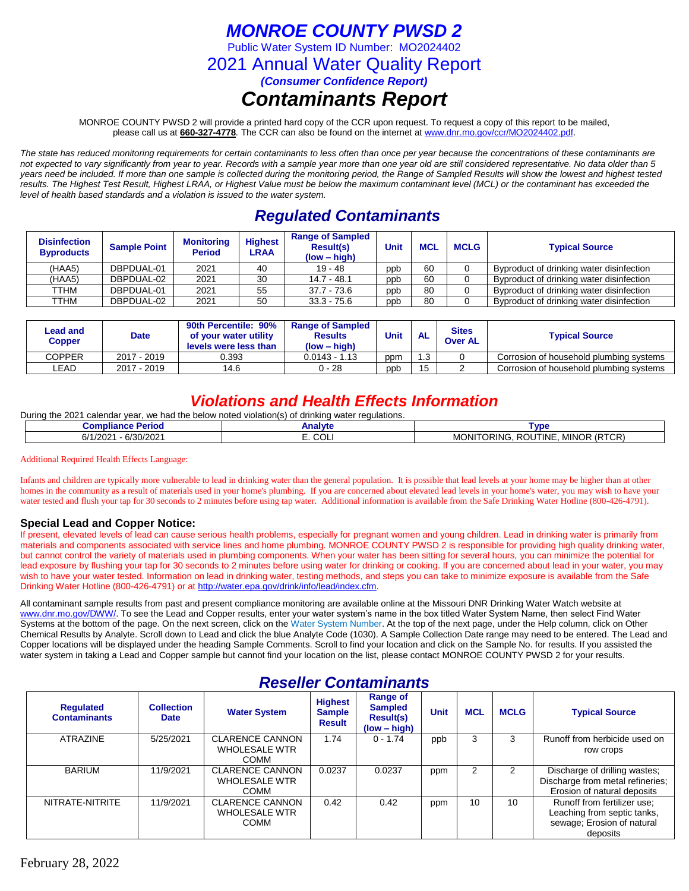# *MONROE COUNTY PWSD 2*

Public Water System ID Number: MO2024402

## 2021 Annual Water Quality Report

***(Consumer Confidence Report)***

# *Contaminants Report*

MONROE COUNTY PWSD 2 will provide a printed hard copy of the CCR upon request. To request a copy of this report to be mailed, please call us at **660-327-4778**. The CCR can also be found on the internet at www.dnr.mo.gov/ccr/MO2024402.pdf.

*The state has reduced monitoring requirements for certain contaminants to less often than once per year because the concentrations of these contaminants are not expected to vary significantly from year to year. Records with a sample year more than one year old are still considered representative. No data older than 5 years need be included. If more than one sample is collected during the monitoring period, the Range of Sampled Results will show the lowest and highest tested results. The Highest Test Result, Highest LRAA, or Highest Value must be below the maximum contaminant level (MCL) or the contaminant has exceeded the level of health based standards and a violation is issued to the water system.*

## *Regulated Contaminants*

| Disinfection Byproducts | Sample Point | Monitoring Period | Highest LRAA | Range of Sampled Result(s) (low – high) | Unit | MCL | MCLG | Typical Source |
|---|---|---|---|---|---|---|---|---|
| (HAA5) | DBPDUAL-01 | 2021 | 40 | 19 - 48 | ppb | 60 | 0 | Byproduct of drinking water disinfection |
| (HAA5) | DBPDUAL-02 | 2021 | 30 | 14.7 - 48.1 | ppb | 60 | 0 | Byproduct of drinking water disinfection |
| TTHM | DBPDUAL-01 | 2021 | 55 | 37.7 - 73.6 | ppb | 80 | 0 | Byproduct of drinking water disinfection |
| TTHM | DBPDUAL-02 | 2021 | 50 | 33.3 - 75.6 | ppb | 80 | 0 | Byproduct of drinking water disinfection |

| Lead and Copper | Date | 90th Percentile: 90% of your water utility levels were less than | Range of Sampled Results (low – high) | Unit | AL | Sites Over AL | Typical Source |
|---|---|---|---|---|---|---|---|
| COPPER | 2017 - 2019 | 0.393 | 0.0143 - 1.13 | ppm | 1.3 | 0 | Corrosion of household plumbing systems |
| LEAD | 2017 - 2019 | 14.6 | 0 - 28 | ppb | 15 | 2 | Corrosion of household plumbing systems |

## *Violations and Health Effects Information*

During the 2021 calendar year, we had the below noted violation(s) of drinking water regulations.

| Compliance Period | Analyte | Type |
|---|---|---|
| 6/1/2021 - 6/30/2021 | E. COLI | MONITORING, ROUTINE, MINOR (RTCR) |

Additional Required Health Effects Language:

Infants and children are typically more vulnerable to lead in drinking water than the general population. It is possible that lead levels at your home may be higher than at other homes in the community as a result of materials used in your home's plumbing. If you are concerned about elevated lead levels in your home's water, you may wish to have your water tested and flush your tap for 30 seconds to 2 minutes before using tap water. Additional information is available from the Safe Drinking Water Hotline (800-426-4791).

### Special Lead and Copper Notice:

If present, elevated levels of lead can cause serious health problems, especially for pregnant women and young children. Lead in drinking water is primarily from materials and components associated with service lines and home plumbing. MONROE COUNTY PWSD 2 is responsible for providing high quality drinking water, but cannot control the variety of materials used in plumbing components. When your water has been sitting for several hours, you can minimize the potential for lead exposure by flushing your tap for 30 seconds to 2 minutes before using water for drinking or cooking. If you are concerned about lead in your water, you may wish to have your water tested. Information on lead in drinking water, testing methods, and steps you can take to minimize exposure is available from the Safe Drinking Water Hotline (800-426-4791) or at http://water.epa.gov/drink/info/lead/index.cfm.

All contaminant sample results from past and present compliance monitoring are available online at the Missouri DNR Drinking Water Watch website at www.dnr.mo.gov/DWW/. To see the Lead and Copper results, enter your water system's name in the box titled Water System Name, then select Find Water Systems at the bottom of the page. On the next screen, click on the Water System Number. At the top of the next page, under the Help column, click on Other Chemical Results by Analyte. Scroll down to Lead and click the blue Analyte Code (1030). A Sample Collection Date range may need to be entered. The Lead and Copper locations will be displayed under the heading Sample Comments. Scroll to find your location and click on the Sample No. for results. If you assisted the water system in taking a Lead and Copper sample but cannot find your location on the list, please contact MONROE COUNTY PWSD 2 for your results.

## *Reseller Contaminants*

| Regulated Contaminants | Collection Date | Water System | Highest Sample Result | Range of Sampled Result(s) (low – high) | Unit | MCL | MCLG | Typical Source |
|---|---|---|---|---|---|---|---|---|
| ATRAZINE | 5/25/2021 | CLARENCE CANNON WHOLESALE WTR COMM | 1.74 | 0 - 1.74 | ppb | 3 | 3 | Runoff from herbicide used on row crops |
| BARIUM | 11/9/2021 | CLARENCE CANNON WHOLESALE WTR COMM | 0.0237 | 0.0237 | ppm | 2 | 2 | Discharge of drilling wastes; Discharge from metal refineries; Erosion of natural deposits |
| NITRATE-NITRITE | 11/9/2021 | CLARENCE CANNON WHOLESALE WTR COMM | 0.42 | 0.42 | ppm | 10 | 10 | Runoff from fertilizer use; Leaching from septic tanks, sewage; Erosion of natural deposits |

February 28, 2022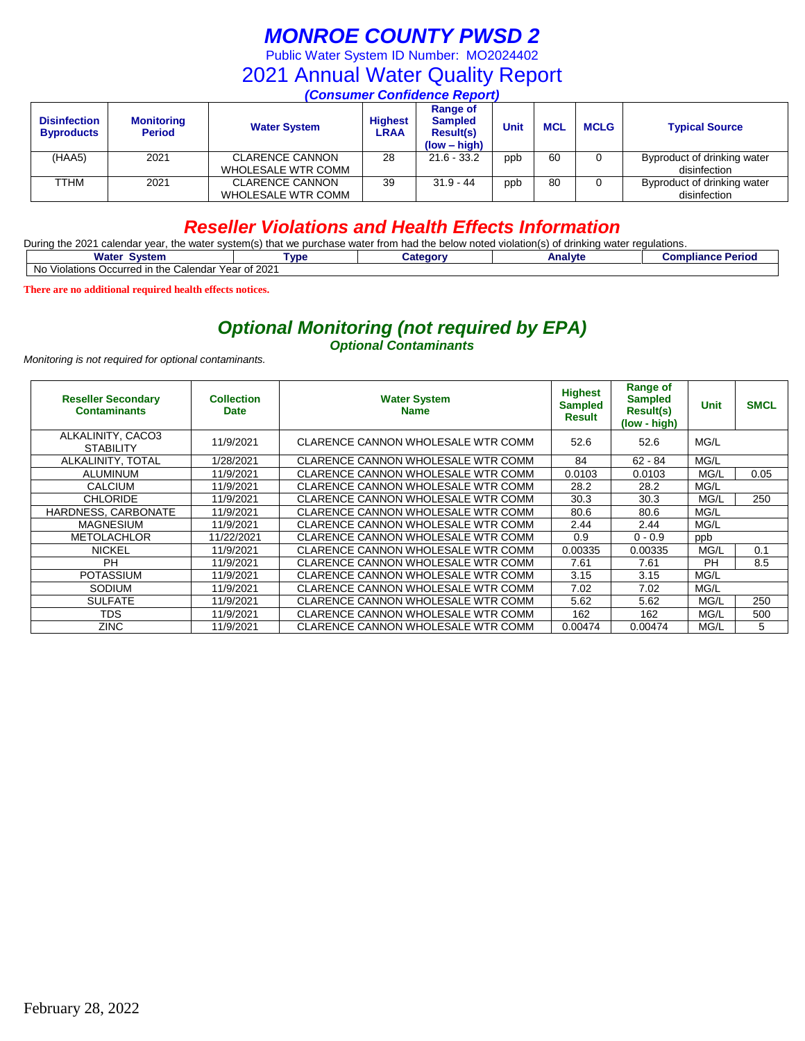# MONROE COUNTY PWSD 2

Public Water System ID Number: MO2024402

## 2021 Annual Water Quality Report

***(Consumer Confidence Report)***

| Disinfection Byproducts | Monitoring Period | Water System | Highest LRAA | Range of Sampled Result(s) (low – high) | Unit | MCL | MCLG | Typical Source |
|---|---|---|---|---|---|---|---|---|
| (HAA5) | 2021 | CLARENCE CANNON WHOLESALE WTR COMM | 28 | 21.6 - 33.2 | ppb | 60 | 0 | Byproduct of drinking water disinfection |
| TTHM | 2021 | CLARENCE CANNON WHOLESALE WTR COMM | 39 | 31.9 - 44 | ppb | 80 | 0 | Byproduct of drinking water disinfection |

## Reseller Violations and Health Effects Information

During the 2021 calendar year, the water system(s) that we purchase water from had the below noted violation(s) of drinking water regulations.

| Water System | Type | Category | Analyte | Compliance Period |
|---|---|---|---|---|
| No Violations Occurred in the Calendar Year of 2021 | | | | |

**There are no additional required health effects notices.**

## Optional Monitoring (not required by EPA)

***Optional Contaminants***

*Monitoring is not required for optional contaminants.*

| Reseller Secondary Contaminants | Collection Date | Water System Name | Highest Sampled Result | Range of Sampled Result(s) (low - high) | Unit | SMCL |
|---|---|---|---|---|---|---|
| ALKALINITY, CACO3 STABILITY | 11/9/2021 | CLARENCE CANNON WHOLESALE WTR COMM | 52.6 | 52.6 | MG/L | |
| ALKALINITY, TOTAL | 1/28/2021 | CLARENCE CANNON WHOLESALE WTR COMM | 84 | 62 - 84 | MG/L | |
| ALUMINUM | 11/9/2021 | CLARENCE CANNON WHOLESALE WTR COMM | 0.0103 | 0.0103 | MG/L | 0.05 |
| CALCIUM | 11/9/2021 | CLARENCE CANNON WHOLESALE WTR COMM | 28.2 | 28.2 | MG/L | |
| CHLORIDE | 11/9/2021 | CLARENCE CANNON WHOLESALE WTR COMM | 30.3 | 30.3 | MG/L | 250 |
| HARDNESS, CARBONATE | 11/9/2021 | CLARENCE CANNON WHOLESALE WTR COMM | 80.6 | 80.6 | MG/L | |
| MAGNESIUM | 11/9/2021 | CLARENCE CANNON WHOLESALE WTR COMM | 2.44 | 2.44 | MG/L | |
| METOLACHLOR | 11/22/2021 | CLARENCE CANNON WHOLESALE WTR COMM | 0.9 | 0 - 0.9 | ppb | |
| NICKEL | 11/9/2021 | CLARENCE CANNON WHOLESALE WTR COMM | 0.00335 | 0.00335 | MG/L | 0.1 |
| PH | 11/9/2021 | CLARENCE CANNON WHOLESALE WTR COMM | 7.61 | 7.61 | PH | 8.5 |
| POTASSIUM | 11/9/2021 | CLARENCE CANNON WHOLESALE WTR COMM | 3.15 | 3.15 | MG/L | |
| SODIUM | 11/9/2021 | CLARENCE CANNON WHOLESALE WTR COMM | 7.02 | 7.02 | MG/L | |
| SULFATE | 11/9/2021 | CLARENCE CANNON WHOLESALE WTR COMM | 5.62 | 5.62 | MG/L | 250 |
| TDS | 11/9/2021 | CLARENCE CANNON WHOLESALE WTR COMM | 162 | 162 | MG/L | 500 |
| ZINC | 11/9/2021 | CLARENCE CANNON WHOLESALE WTR COMM | 0.00474 | 0.00474 | MG/L | 5 |

February 28, 2022